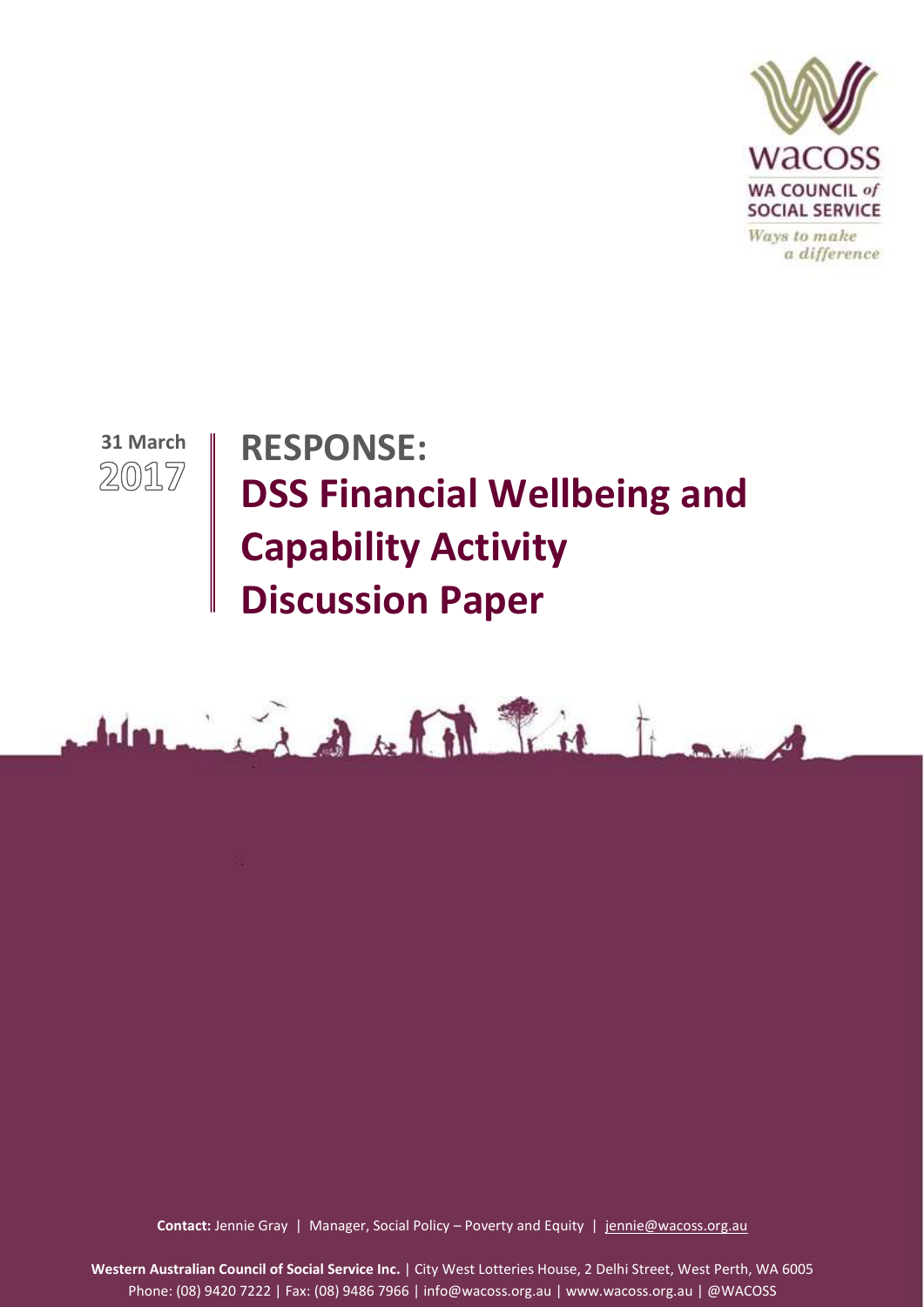WACOSS

WA COUNCIL *of* SOCIAL SERVICE

*Ways to make a difference*

**31 March** 2017

# RESPONSE: DSS Financial Wellbeing and Capability Activity Discussion Paper

**Contact:** Jennie Gray | Manager, Social Policy – Poverty and Equity | jennie@wacoss.org.au

**Western Australian Council of Social Service Inc.** | City West Lotteries House, 2 Delhi Street, West Perth, WA 6005
Phone: (08) 9420 7222 | Fax: (08) 9486 7966 | info@wacoss.org.au | www.wacoss.org.au | @WACOSS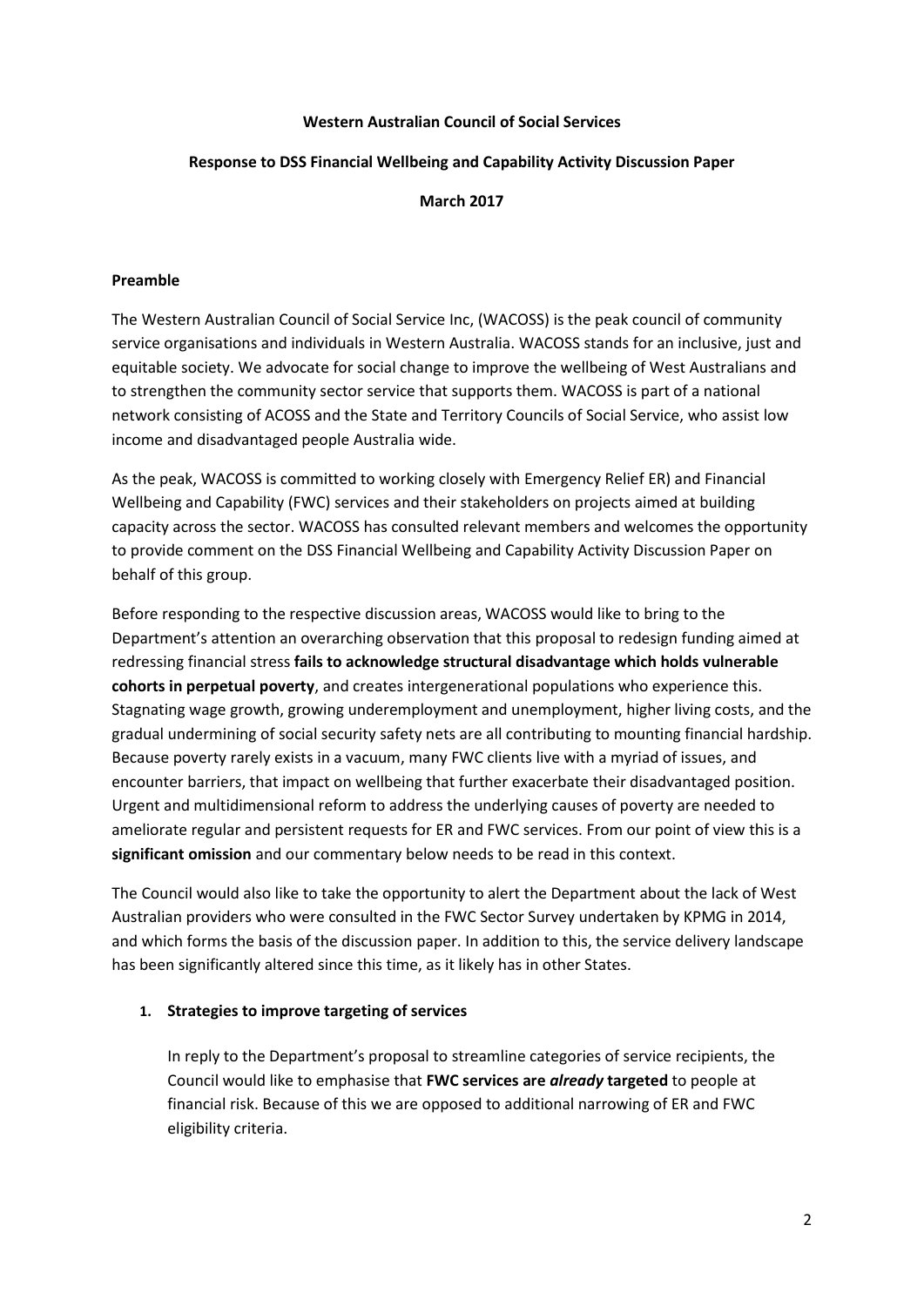**Western Australian Council of Social Services**

**Response to DSS Financial Wellbeing and Capability Activity Discussion Paper**

**March 2017**

**Preamble**

The Western Australian Council of Social Service Inc, (WACOSS) is the peak council of community service organisations and individuals in Western Australia. WACOSS stands for an inclusive, just and equitable society. We advocate for social change to improve the wellbeing of West Australians and to strengthen the community sector service that supports them. WACOSS is part of a national network consisting of ACOSS and the State and Territory Councils of Social Service, who assist low income and disadvantaged people Australia wide.

As the peak, WACOSS is committed to working closely with Emergency Relief ER) and Financial Wellbeing and Capability (FWC) services and their stakeholders on projects aimed at building capacity across the sector. WACOSS has consulted relevant members and welcomes the opportunity to provide comment on the DSS Financial Wellbeing and Capability Activity Discussion Paper on behalf of this group.

Before responding to the respective discussion areas, WACOSS would like to bring to the Department's attention an overarching observation that this proposal to redesign funding aimed at redressing financial stress **fails to acknowledge structural disadvantage which holds vulnerable cohorts in perpetual poverty**, and creates intergenerational populations who experience this. Stagnating wage growth, growing underemployment and unemployment, higher living costs, and the gradual undermining of social security safety nets are all contributing to mounting financial hardship. Because poverty rarely exists in a vacuum, many FWC clients live with a myriad of issues, and encounter barriers, that impact on wellbeing that further exacerbate their disadvantaged position. Urgent and multidimensional reform to address the underlying causes of poverty are needed to ameliorate regular and persistent requests for ER and FWC services. From our point of view this is a **significant omission** and our commentary below needs to be read in this context.

The Council would also like to take the opportunity to alert the Department about the lack of West Australian providers who were consulted in the FWC Sector Survey undertaken by KPMG in 2014, and which forms the basis of the discussion paper. In addition to this, the service delivery landscape has been significantly altered since this time, as it likely has in other States.

1. **Strategies to improve targeting of services**

   In reply to the Department's proposal to streamline categories of service recipients, the Council would like to emphasise that **FWC services are *already* targeted** to people at financial risk. Because of this we are opposed to additional narrowing of ER and FWC eligibility criteria.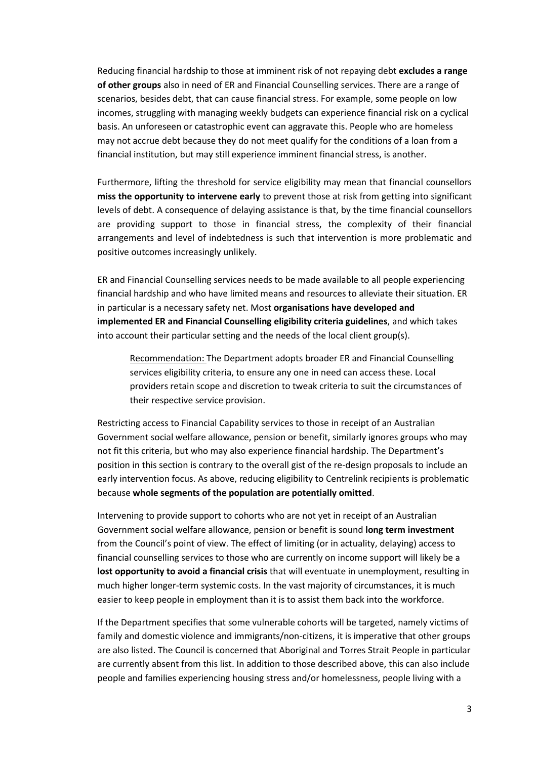Reducing financial hardship to those at imminent risk of not repaying debt **excludes a range of other groups** also in need of ER and Financial Counselling services. There are a range of scenarios, besides debt, that can cause financial stress. For example, some people on low incomes, struggling with managing weekly budgets can experience financial risk on a cyclical basis. An unforeseen or catastrophic event can aggravate this. People who are homeless may not accrue debt because they do not meet qualify for the conditions of a loan from a financial institution, but may still experience imminent financial stress, is another.

Furthermore, lifting the threshold for service eligibility may mean that financial counsellors **miss the opportunity to intervene early** to prevent those at risk from getting into significant levels of debt. A consequence of delaying assistance is that, by the time financial counsellors are providing support to those in financial stress, the complexity of their financial arrangements and level of indebtedness is such that intervention is more problematic and positive outcomes increasingly unlikely.

ER and Financial Counselling services needs to be made available to all people experiencing financial hardship and who have limited means and resources to alleviate their situation. ER in particular is a necessary safety net. Most **organisations have developed and implemented ER and Financial Counselling eligibility criteria guidelines**, and which takes into account their particular setting and the needs of the local client group(s).

> Recommendation: The Department adopts broader ER and Financial Counselling services eligibility criteria, to ensure any one in need can access these. Local providers retain scope and discretion to tweak criteria to suit the circumstances of their respective service provision.

Restricting access to Financial Capability services to those in receipt of an Australian Government social welfare allowance, pension or benefit, similarly ignores groups who may not fit this criteria, but who may also experience financial hardship. The Department's position in this section is contrary to the overall gist of the re-design proposals to include an early intervention focus. As above, reducing eligibility to Centrelink recipients is problematic because **whole segments of the population are potentially omitted**.

Intervening to provide support to cohorts who are not yet in receipt of an Australian Government social welfare allowance, pension or benefit is sound **long term investment** from the Council's point of view. The effect of limiting (or in actuality, delaying) access to financial counselling services to those who are currently on income support will likely be a **lost opportunity to avoid a financial crisis** that will eventuate in unemployment, resulting in much higher longer-term systemic costs. In the vast majority of circumstances, it is much easier to keep people in employment than it is to assist them back into the workforce.

If the Department specifies that some vulnerable cohorts will be targeted, namely victims of family and domestic violence and immigrants/non-citizens, it is imperative that other groups are also listed. The Council is concerned that Aboriginal and Torres Strait People in particular are currently absent from this list. In addition to those described above, this can also include people and families experiencing housing stress and/or homelessness, people living with a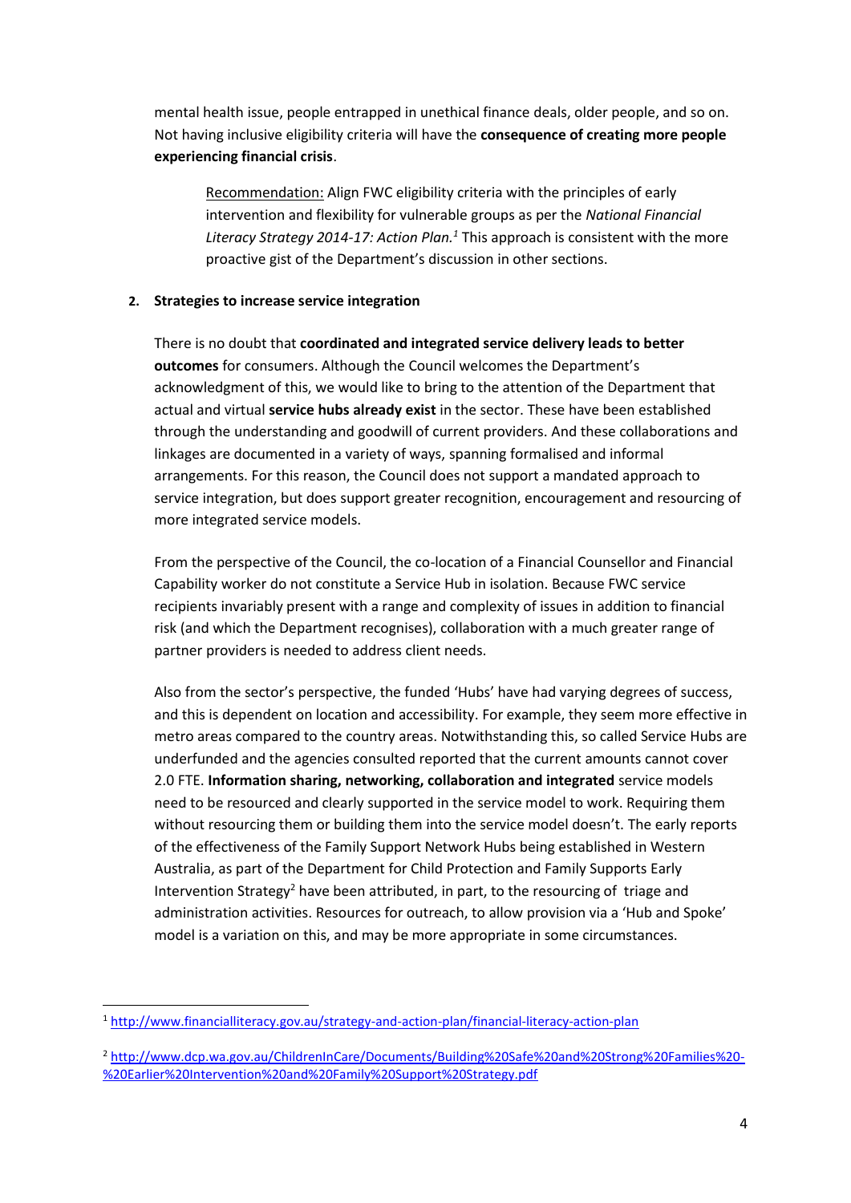mental health issue, people entrapped in unethical finance deals, older people, and so on. Not having inclusive eligibility criteria will have the **consequence of creating more people experiencing financial crisis**.

> Recommendation: Align FWC eligibility criteria with the principles of early intervention and flexibility for vulnerable groups as per the *National Financial Literacy Strategy 2014-17: Action Plan.*[1] This approach is consistent with the more proactive gist of the Department's discussion in other sections.

**2. Strategies to increase service integration**

There is no doubt that **coordinated and integrated service delivery leads to better outcomes** for consumers. Although the Council welcomes the Department's acknowledgment of this, we would like to bring to the attention of the Department that actual and virtual **service hubs already exist** in the sector. These have been established through the understanding and goodwill of current providers. And these collaborations and linkages are documented in a variety of ways, spanning formalised and informal arrangements. For this reason, the Council does not support a mandated approach to service integration, but does support greater recognition, encouragement and resourcing of more integrated service models.

From the perspective of the Council, the co-location of a Financial Counsellor and Financial Capability worker do not constitute a Service Hub in isolation. Because FWC service recipients invariably present with a range and complexity of issues in addition to financial risk (and which the Department recognises), collaboration with a much greater range of partner providers is needed to address client needs.

Also from the sector's perspective, the funded 'Hubs' have had varying degrees of success, and this is dependent on location and accessibility. For example, they seem more effective in metro areas compared to the country areas. Notwithstanding this, so called Service Hubs are underfunded and the agencies consulted reported that the current amounts cannot cover 2.0 FTE. **Information sharing, networking, collaboration and integrated** service models need to be resourced and clearly supported in the service model to work. Requiring them without resourcing them or building them into the service model doesn't. The early reports of the effectiveness of the Family Support Network Hubs being established in Western Australia, as part of the Department for Child Protection and Family Supports Early Intervention Strategy[2] have been attributed, in part, to the resourcing of triage and administration activities. Resources for outreach, to allow provision via a 'Hub and Spoke' model is a variation on this, and may be more appropriate in some circumstances.

---

[1] http://www.financialliteracy.gov.au/strategy-and-action-plan/financial-literacy-action-plan

[2] http://www.dcp.wa.gov.au/ChildrenInCare/Documents/Building%20Safe%20and%20Strong%20Families%20-%20Earlier%20Intervention%20and%20Family%20Support%20Strategy.pdf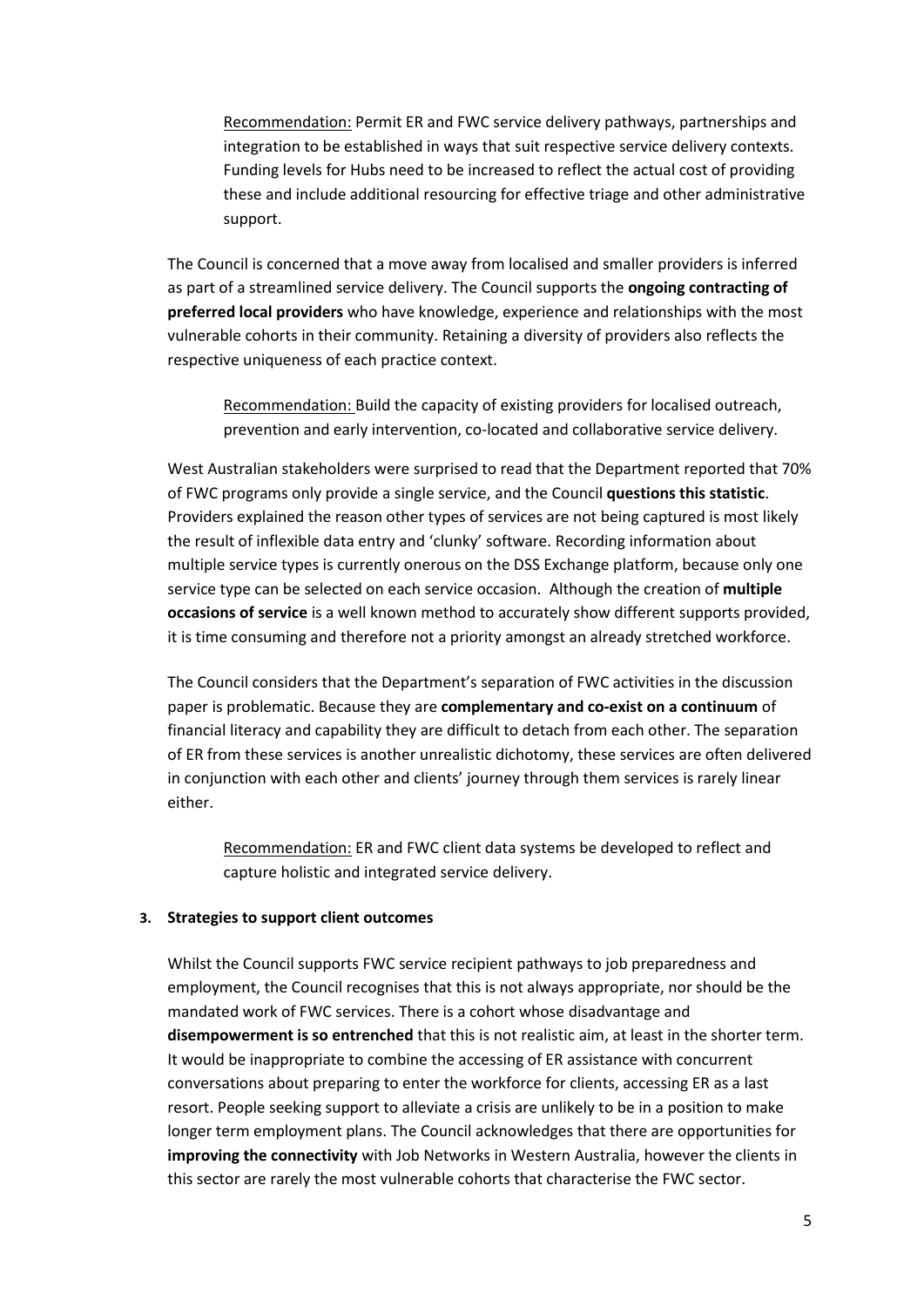Recommendation: Permit ER and FWC service delivery pathways, partnerships and integration to be established in ways that suit respective service delivery contexts. Funding levels for Hubs need to be increased to reflect the actual cost of providing these and include additional resourcing for effective triage and other administrative support.

The Council is concerned that a move away from localised and smaller providers is inferred as part of a streamlined service delivery. The Council supports the **ongoing contracting of preferred local providers** who have knowledge, experience and relationships with the most vulnerable cohorts in their community. Retaining a diversity of providers also reflects the respective uniqueness of each practice context.

Recommendation: Build the capacity of existing providers for localised outreach, prevention and early intervention, co-located and collaborative service delivery.

West Australian stakeholders were surprised to read that the Department reported that 70% of FWC programs only provide a single service, and the Council **questions this statistic**. Providers explained the reason other types of services are not being captured is most likely the result of inflexible data entry and 'clunky' software. Recording information about multiple service types is currently onerous on the DSS Exchange platform, because only one service type can be selected on each service occasion. Although the creation of **multiple occasions of service** is a well known method to accurately show different supports provided, it is time consuming and therefore not a priority amongst an already stretched workforce.

The Council considers that the Department's separation of FWC activities in the discussion paper is problematic. Because they are **complementary and co-exist on a continuum** of financial literacy and capability they are difficult to detach from each other. The separation of ER from these services is another unrealistic dichotomy, these services are often delivered in conjunction with each other and clients' journey through them services is rarely linear either.

Recommendation: ER and FWC client data systems be developed to reflect and capture holistic and integrated service delivery.

### 3. Strategies to support client outcomes

Whilst the Council supports FWC service recipient pathways to job preparedness and employment, the Council recognises that this is not always appropriate, nor should be the mandated work of FWC services. There is a cohort whose disadvantage and **disempowerment is so entrenched** that this is not realistic aim, at least in the shorter term. It would be inappropriate to combine the accessing of ER assistance with concurrent conversations about preparing to enter the workforce for clients, accessing ER as a last resort. People seeking support to alleviate a crisis are unlikely to be in a position to make longer term employment plans. The Council acknowledges that there are opportunities for **improving the connectivity** with Job Networks in Western Australia, however the clients in this sector are rarely the most vulnerable cohorts that characterise the FWC sector.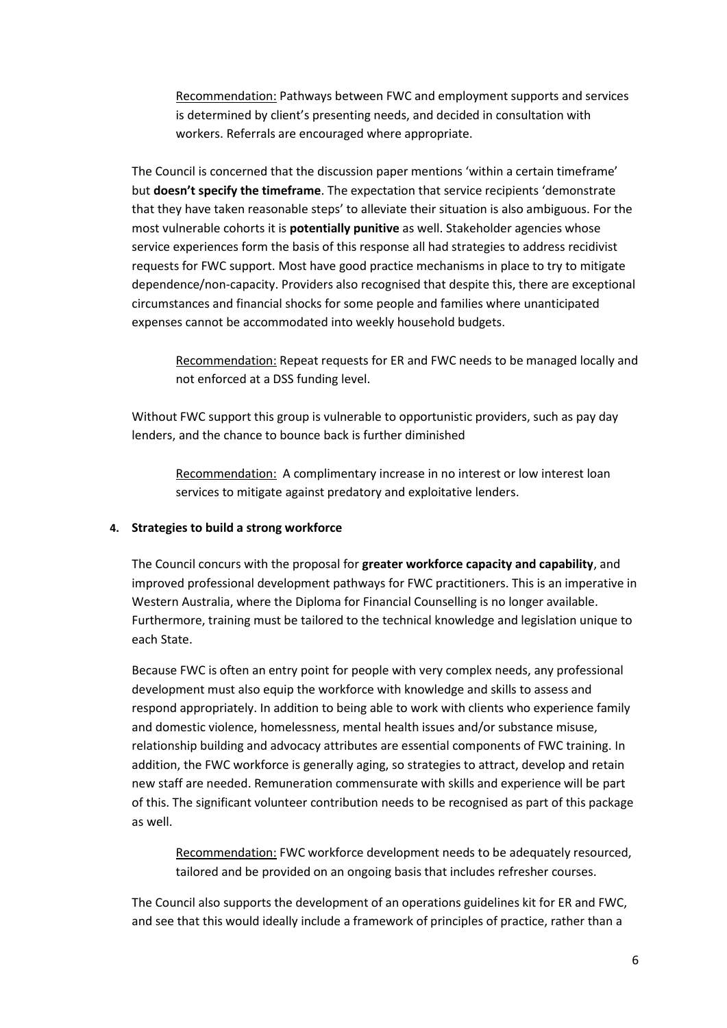<u>Recommendation:</u> Pathways between FWC and employment supports and services is determined by client's presenting needs, and decided in consultation with workers. Referrals are encouraged where appropriate.

The Council is concerned that the discussion paper mentions 'within a certain timeframe' but **doesn't specify the timeframe**. The expectation that service recipients 'demonstrate that they have taken reasonable steps' to alleviate their situation is also ambiguous. For the most vulnerable cohorts it is **potentially punitive** as well. Stakeholder agencies whose service experiences form the basis of this response all had strategies to address recidivist requests for FWC support. Most have good practice mechanisms in place to try to mitigate dependence/non-capacity. Providers also recognised that despite this, there are exceptional circumstances and financial shocks for some people and families where unanticipated expenses cannot be accommodated into weekly household budgets.

<u>Recommendation:</u> Repeat requests for ER and FWC needs to be managed locally and not enforced at a DSS funding level.

Without FWC support this group is vulnerable to opportunistic providers, such as pay day lenders, and the chance to bounce back is further diminished

<u>Recommendation:</u> A complimentary increase in no interest or low interest loan services to mitigate against predatory and exploitative lenders.

**4. Strategies to build a strong workforce**

The Council concurs with the proposal for **greater workforce capacity and capability**, and improved professional development pathways for FWC practitioners. This is an imperative in Western Australia, where the Diploma for Financial Counselling is no longer available. Furthermore, training must be tailored to the technical knowledge and legislation unique to each State.

Because FWC is often an entry point for people with very complex needs, any professional development must also equip the workforce with knowledge and skills to assess and respond appropriately. In addition to being able to work with clients who experience family and domestic violence, homelessness, mental health issues and/or substance misuse, relationship building and advocacy attributes are essential components of FWC training. In addition, the FWC workforce is generally aging, so strategies to attract, develop and retain new staff are needed. Remuneration commensurate with skills and experience will be part of this. The significant volunteer contribution needs to be recognised as part of this package as well.

<u>Recommendation:</u> FWC workforce development needs to be adequately resourced, tailored and be provided on an ongoing basis that includes refresher courses.

The Council also supports the development of an operations guidelines kit for ER and FWC, and see that this would ideally include a framework of principles of practice, rather than a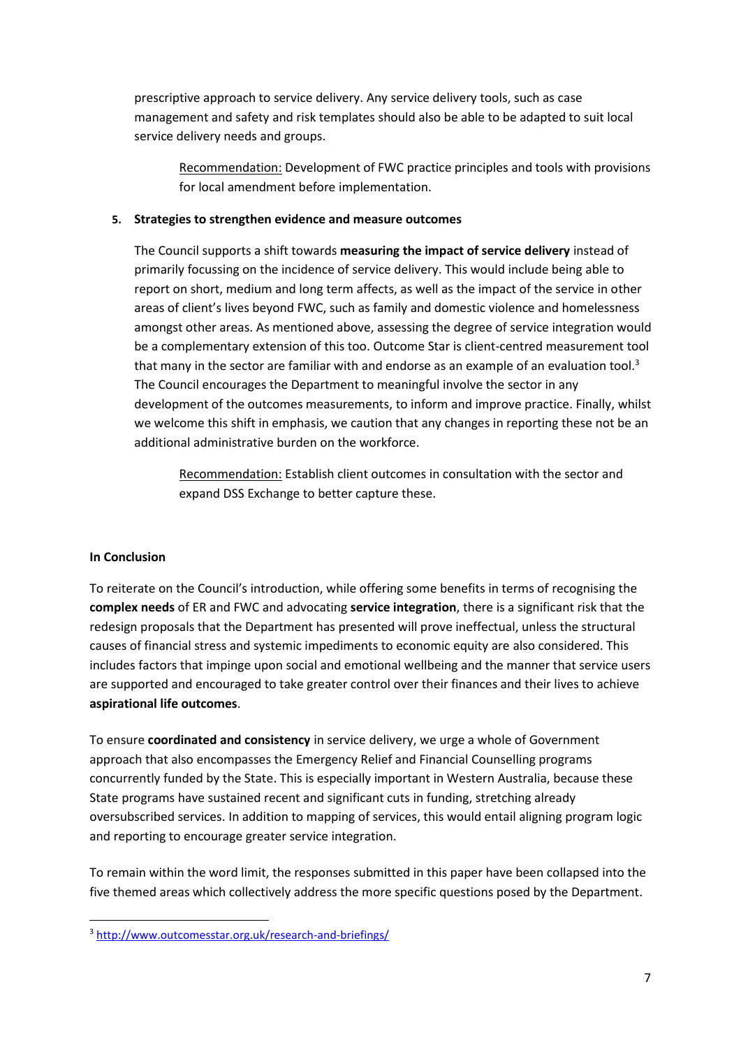prescriptive approach to service delivery. Any service delivery tools, such as case management and safety and risk templates should also be able to be adapted to suit local service delivery needs and groups.

> Recommendation: Development of FWC practice principles and tools with provisions for local amendment before implementation.

5. **Strategies to strengthen evidence and measure outcomes**

The Council supports a shift towards **measuring the impact of service delivery** instead of primarily focussing on the incidence of service delivery. This would include being able to report on short, medium and long term affects, as well as the impact of the service in other areas of client's lives beyond FWC, such as family and domestic violence and homelessness amongst other areas. As mentioned above, assessing the degree of service integration would be a complementary extension of this too. Outcome Star is client-centred measurement tool that many in the sector are familiar with and endorse as an example of an evaluation tool.[3] The Council encourages the Department to meaningful involve the sector in any development of the outcomes measurements, to inform and improve practice. Finally, whilst we welcome this shift in emphasis, we caution that any changes in reporting these not be an additional administrative burden on the workforce.

> Recommendation: Establish client outcomes in consultation with the sector and expand DSS Exchange to better capture these.

**In Conclusion**

To reiterate on the Council's introduction, while offering some benefits in terms of recognising the **complex needs** of ER and FWC and advocating **service integration**, there is a significant risk that the redesign proposals that the Department has presented will prove ineffectual, unless the structural causes of financial stress and systemic impediments to economic equity are also considered. This includes factors that impinge upon social and emotional wellbeing and the manner that service users are supported and encouraged to take greater control over their finances and their lives to achieve **aspirational life outcomes**.

To ensure **coordinated and consistency** in service delivery, we urge a whole of Government approach that also encompasses the Emergency Relief and Financial Counselling programs concurrently funded by the State. This is especially important in Western Australia, because these State programs have sustained recent and significant cuts in funding, stretching already oversubscribed services. In addition to mapping of services, this would entail aligning program logic and reporting to encourage greater service integration.

To remain within the word limit, the responses submitted in this paper have been collapsed into the five themed areas which collectively address the more specific questions posed by the Department.

---

[3] http://www.outcomesstar.org.uk/research-and-briefings/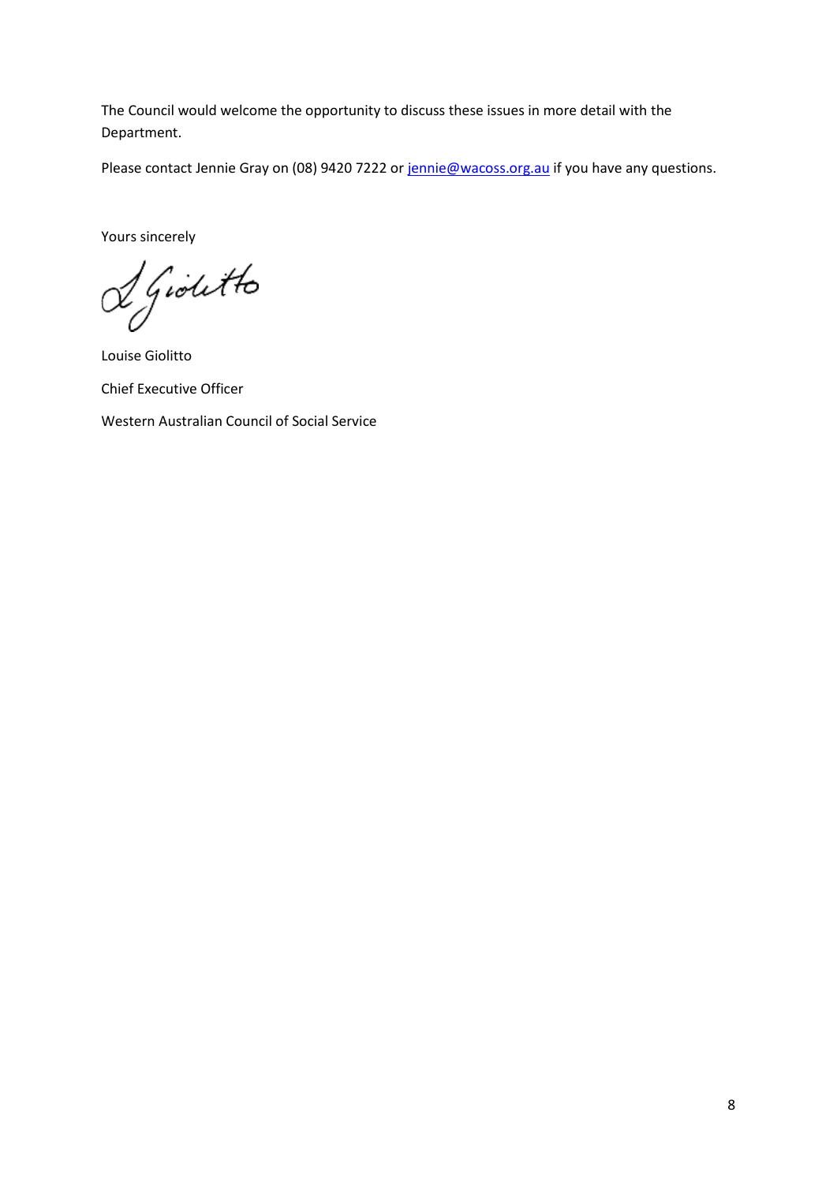The Council would welcome the opportunity to discuss these issues in more detail with the Department.

Please contact Jennie Gray on (08) 9420 7222 or jennie@wacoss.org.au if you have any questions.

Yours sincerely

Louise Giolitto

Chief Executive Officer

Western Australian Council of Social Service